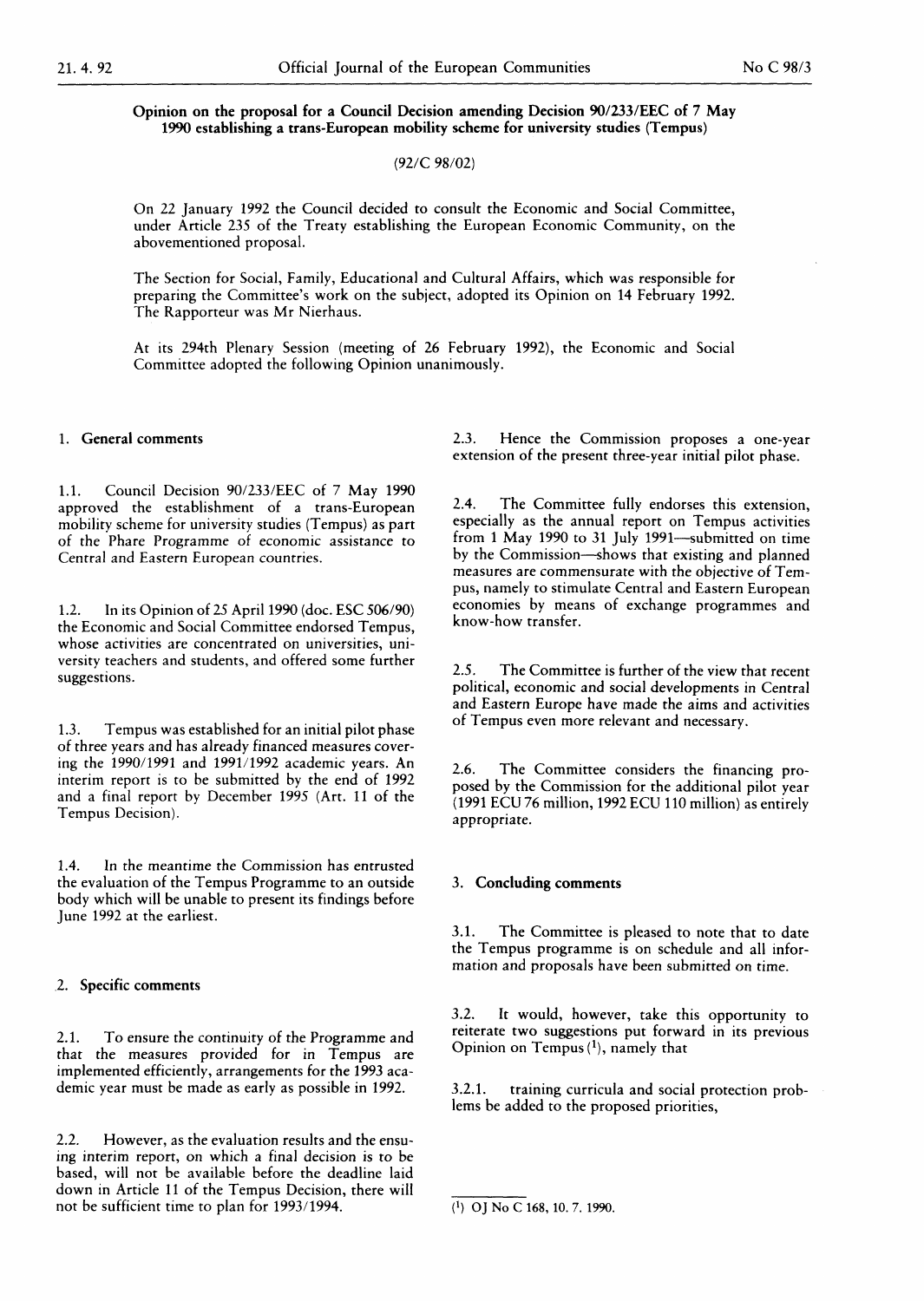**Opinion on the proposal for a Council Decision amending Decision 90/233/EEC of 7 May 1990 establishing a trans-European mobility scheme for university studies (Tempus)**

(92/C 98/02)

On 22 January 1992 the Council decided to consult the Economic and Social Committee, under Article 235 of the Treaty establishing the European Economic Community, on the abovementioned proposal.

The Section for Social, Family, Educational and Cultural Affairs, which was responsible for preparing the Committee's work on the subject, adopted its Opinion on 14 February 1992. The Rapporteur was Mr Nierhaus.

At its 294th Plenary Session (meeting of 26 February 1992), the Economic and Social Committee adopted the following Opinion unanimously.

## 1. General comments

1.1. Council Decision 90/233/EEC of 7 May 1990 approved the establishment of a trans-European mobility scheme for university studies (Tempus) as part of the Phare Programme of economic assistance to Central and Eastern European countries.

1.2. In its Opinion of 25 April 1990 (doc. ESC 506/90) the Economic and Social Committee endorsed Tempus, whose activities are concentrated on universities, university teachers and students, and offered some further suggestions.

1.3. Tempus was established for an initial pilot phase of three years and has already financed measures covering the 1990/1991 and 1991/1992 academic years. An interim report is to be submitted by the end of 1992 and a final report by December 1995 (Art. 11 of the Tempus Decision).

1.4. In the meantime the Commission has entrusted the evaluation of the Tempus Programme to an outside body which will be unable to present its findings before June 1992 at the earliest.

## 2. Specific comments

2.1. To ensure the continuity of the Programme and that the measures provided for in Tempus are implemented efficiently, arrangements for the 1993 academic year must be made as early as possible in 1992.

2.2. However, as the evaluation results and the ensuing interim report, on which a final decision is to be based, will not be available before the deadline laid down in Article 11 of the Tempus Decision, there will not be sufficient time to plan for 1993/1994.

2.3. Hence the Commission proposes a one-year extension of the present three-year initial pilot phase.

2.4. The Committee fully endorses this extension, especially as the annual report on Tempus activities from 1 May 1990 to 31 July 1991—submitted on time by the Commission—shows that existing and planned measures are commensurate with the objective of Tempus, namely to stimulate Central and Eastern European economies by means of exchange programmes and know-how transfer.

2.5. The Committee is further of the view that recent political, economic and social developments in Central and Eastern Europe have made the aims and activities of Tempus even more relevant and necessary.

2.6. The Committee considers the financing proposed by the Commission for the additional pilot year (1991 ECU 76 million, 1992 ECU 110 million) as entirely appropriate.

## 3. Concluding comments

3.1. The Committee is pleased to note that to date the Tempus programme is on schedule and all information and proposals have been submitted on time.

3.2. It would, however, take this opportunity to reiterate two suggestions put forward in its previous Opinion on Tempus [1], namely that

3.2.1. training curricula and social protection problems be added to the proposed priorities,

---

[1] OJ No C 168, 10. 7. 1990.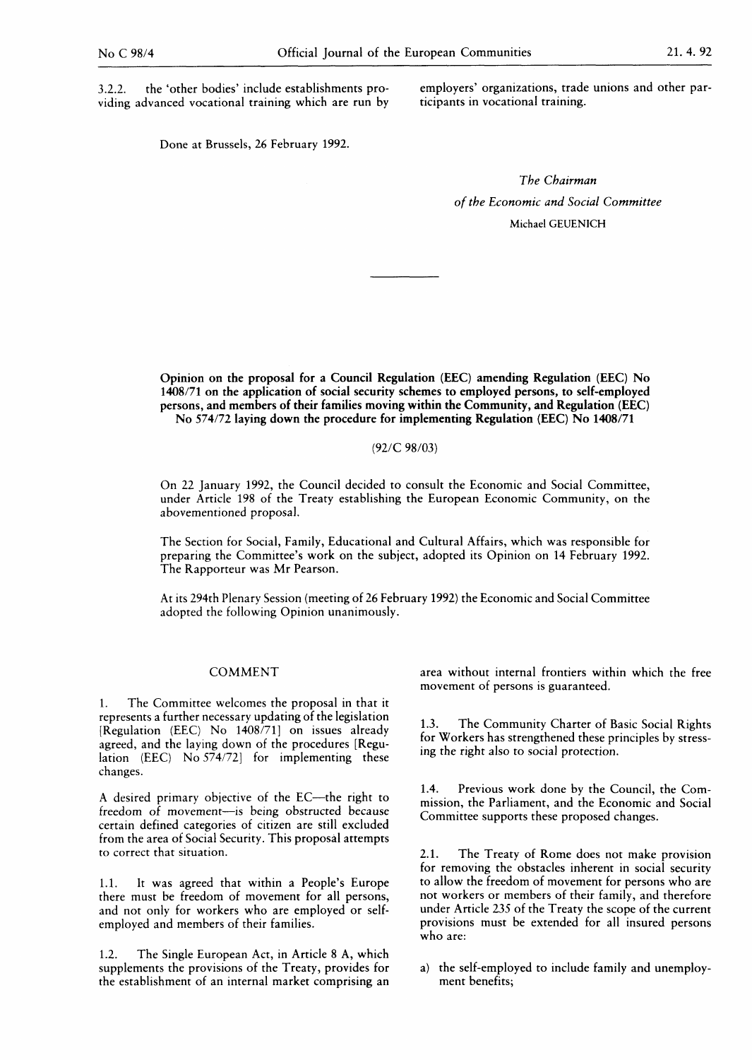3.2.2. the 'other bodies' include establishments providing advanced vocational training which are run by employers' organizations, trade unions and other participants in vocational training.

Done at Brussels, 26 February 1992.

*The Chairman*

*of the Economic and Social Committee*

Michael GEUENICH

**Opinion on the proposal for a Council Regulation (EEC) amending Regulation (EEC) No 1408/71 on the application of social security schemes to employed persons, to self-employed persons, and members of their families moving within the Community, and Regulation (EEC) No 574/72 laying down the procedure for implementing Regulation (EEC) No 1408/71**

(92/C 98/03)

On 22 January 1992, the Council decided to consult the Economic and Social Committee, under Article 198 of the Treaty establishing the European Economic Community, on the abovementioned proposal.

The Section for Social, Family, Educational and Cultural Affairs, which was responsible for preparing the Committee's work on the subject, adopted its Opinion on 14 February 1992. The Rapporteur was Mr Pearson.

At its 294th Plenary Session (meeting of 26 February 1992) the Economic and Social Committee adopted the following Opinion unanimously.

## COMMENT

1. The Committee welcomes the proposal in that it represents a further necessary updating of the legislation [Regulation (EEC) No 1408/71] on issues already agreed, and the laying down of the procedures [Regulation (EEC) No 574/72] for implementing these changes.

A desired primary objective of the EC—the right to freedom of movement—is being obstructed because certain defined categories of citizen are still excluded from the area of Social Security. This proposal attempts to correct that situation.

1.1. It was agreed that within a People's Europe there must be freedom of movement for all persons, and not only for workers who are employed or self-employed and members of their families.

1.2. The Single European Act, in Article 8 A, which supplements the provisions of the Treaty, provides for the establishment of an internal market comprising an area without internal frontiers within which the free movement of persons is guaranteed.

1.3. The Community Charter of Basic Social Rights for Workers has strengthened these principles by stressing the right also to social protection.

1.4. Previous work done by the Council, the Commission, the Parliament, and the Economic and Social Committee supports these proposed changes.

2.1. The Treaty of Rome does not make provision for removing the obstacles inherent in social security to allow the freedom of movement for persons who are not workers or members of their family, and therefore under Article 235 of the Treaty the scope of the current provisions must be extended for all insured persons who are:

a) the self-employed to include family and unemployment benefits;